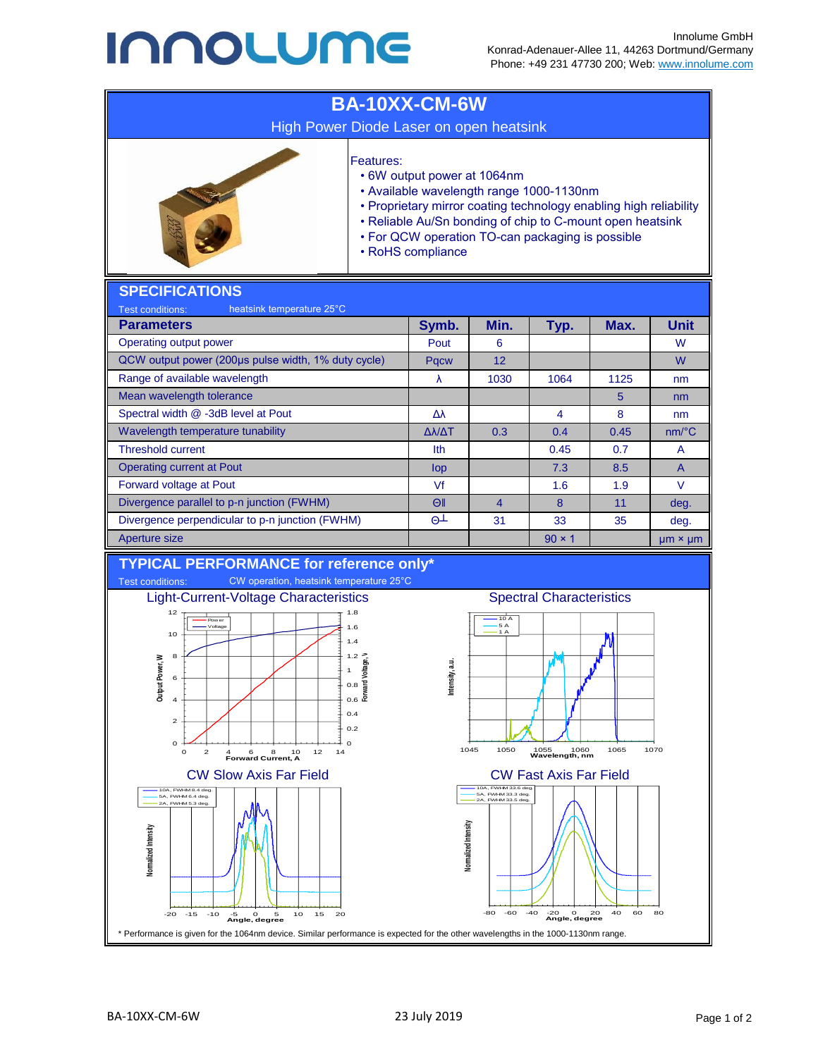Innolume GmbH
Konrad-Adenauer-Allee 11, 44263 Dortmund/Germany
Phone: +49 231 47730 200; Web: www.innolume.com

# BA-10XX-CM-6W

High Power Diode Laser on open heatsink

Features:

- 6W output power at 1064nm
- Available wavelength range 1000-1130nm
- Proprietary mirror coating technology enabling high reliability
- Reliable Au/Sn bonding of chip to C-mount open heatsink
- For QCW operation TO-can packaging is possible
- RoHS compliance

## SPECIFICATIONS

Test conditions: heatsink temperature 25°C

| Parameters | Symb. | Min. | Typ. | Max. | Unit |
|---|---|---|---|---|---|
| Operating output power | Pout | 6 | | | W |
| QCW output power (200µs pulse width, 1% duty cycle) | Pqcw | 12 | | | W |
| Range of available wavelength | λ | 1030 | 1064 | 1125 | nm |
| Mean wavelength tolerance | | | | 5 | nm |
| Spectral width @ -3dB level at Pout | Δλ | | 4 | 8 | nm |
| Wavelength temperature tunability | Δλ/ΔT | 0.3 | 0.4 | 0.45 | nm/°C |
| Threshold current | Ith | | 0.45 | 0.7 | A |
| Operating current at Pout | Iop | | 7.3 | 8.5 | A |
| Forward voltage at Pout | Vf | | 1.6 | 1.9 | V |
| Divergence parallel to p-n junction (FWHM) | Θ∥ | 4 | 8 | 11 | deg. |
| Divergence perpendicular to p-n junction (FWHM) | Θ⊥ | 31 | 33 | 35 | deg. |
| Aperture size | | | 90 × 1 | | µm × µm |

## TYPICAL PERFORMANCE for reference only*

Test conditions: CW operation, heatsink temperature 25°C

Light-Current-Voltage Characteristics

Spectral Characteristics

CW Slow Axis Far Field

CW Fast Axis Far Field

\* Performance is given for the 1064nm device. Similar performance is expected for the other wavelengths in the 1000-1130nm range.

BA-10XX-CM-6W 23 July 2019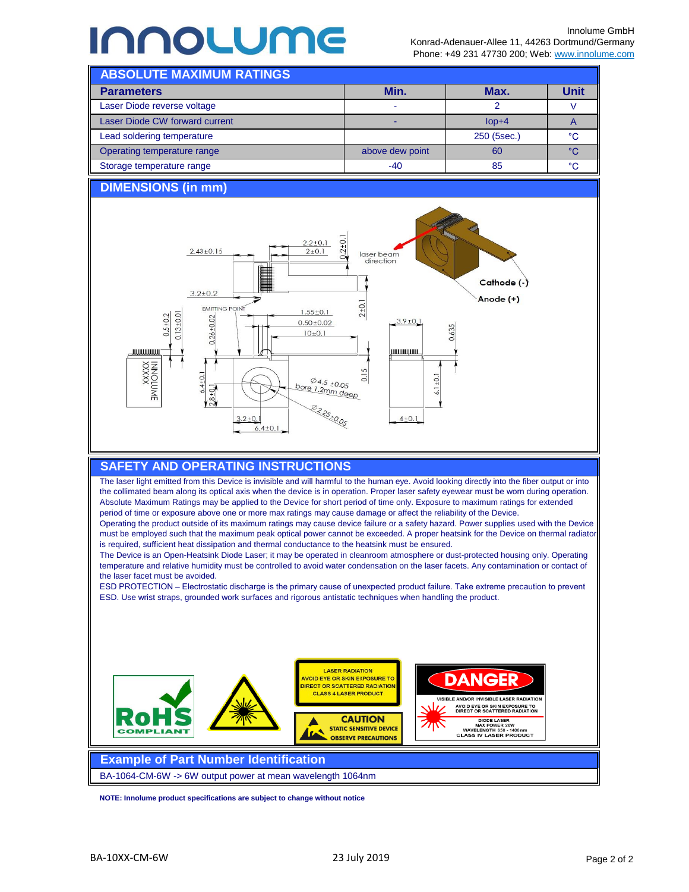## ABSOLUTE MAXIMUM RATINGS

| Parameters | Min. | Max. | Unit |
|---|---|---|---|
| Laser Diode reverse voltage | - | 2 | V |
| Laser Diode CW forward current | - | Iop+4 | A |
| Lead soldering temperature | | 250 (5sec.) | °C |
| Operating temperature range | above dew point | 60 | °C |
| Storage temperature range | -40 | 85 | °C |

## DIMENSIONS (in mm)

2.43±0.15
2.2±0.1
2±0.1
0.2±0.1
laser beam direction
3.2±0.2
EMITTING POINT
1.55±0.1
0.50±0.02
10±0.1
2±0.1
3.9±0.1
0.635
0.5±0.2
0.13±0.01
0.26±0.02
6.4±0.1
2.8±0.1
Ø4.5 ±0.05 bore 1.2mm deep
Ø2.25±0.05
0.15
6.1±0.1
3.2±0.1
6.4±0.1
4±0.1
INNOLUME
XXXXX
Cathode (-)
Anode (+)

## SAFETY AND OPERATING INSTRUCTIONS

The laser light emitted from this Device is invisible and will harmful to the human eye. Avoid looking directly into the fiber output or into the collimated beam along its optical axis when the device is in operation. Proper laser safety eyewear must be worn during operation. Absolute Maximum Ratings may be applied to the Device for short period of time only. Exposure to maximum ratings for extended period of time or exposure above one or more max ratings may cause damage or affect the reliability of the Device.
Operating the product outside of its maximum ratings may cause device failure or a safety hazard. Power supplies used with the Device must be employed such that the maximum peak optical power cannot be exceeded. A proper heatsink for the Device on thermal radiator is required, sufficient heat dissipation and thermal conductance to the heatsink must be ensured.
The Device is an Open-Heatsink Diode Laser; it may be operated in cleanroom atmosphere or dust-protected housing only. Operating temperature and relative humidity must be controlled to avoid water condensation on the laser facets. Any contamination or contact of the laser facet must be avoided.
ESD PROTECTION – Electrostatic discharge is the primary cause of unexpected product failure. Take extreme precaution to prevent ESD. Use wrist straps, grounded work surfaces and rigorous antistatic techniques when handling the product.

RoHS COMPLIANT

LASER RADIATION
AVOID EYE OR SKIN EXPOSURE TO DIRECT OR SCATTERED RADIATION
CLASS 4 LASER PRODUCT

CAUTION
STATIC SENSITIVE DEVICE
OBSERVE PRECAUTIONS

DANGER
VISIBLE AND/OR INVISIBLE LASER RADIATION
AVOID EYE OR SKIN EXPOSURE TO DIRECT OR SCATTERED RADIATION
DIODE LASER
MAX POWER 20W
WAVELENGTH 650 - 1400nm
CLASS IV LASER PRODUCT

## Example of Part Number Identification

BA-1064-CM-6W -> 6W output power at mean wavelength 1064nm

**NOTE: Innolume product specifications are subject to change without notice**